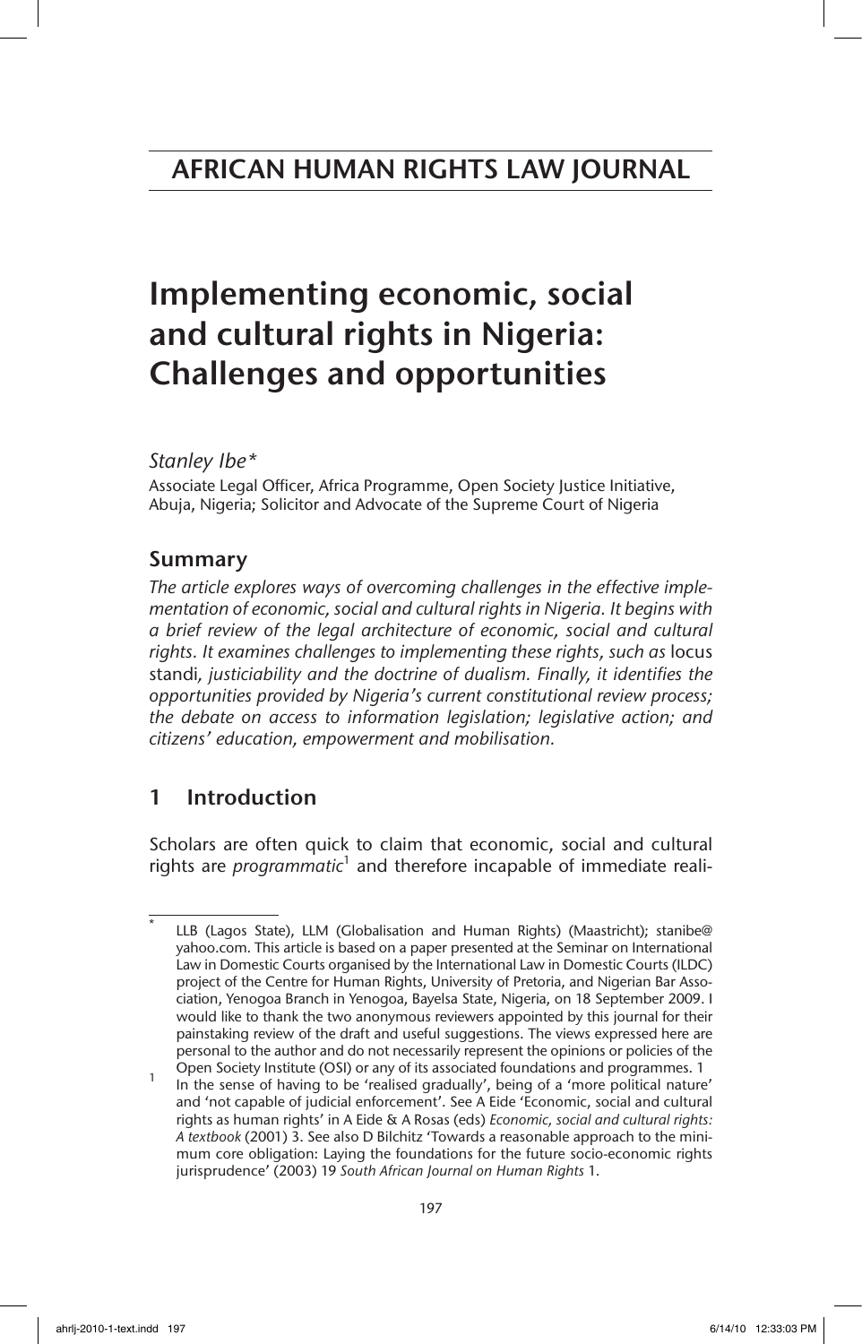# AFRICAN HUMAN RIGHTS LAW JOURNAL

# Implementing economic, social and cultural rights in Nigeria: Challenges and opportunities

*Stanley Ibe\**

Associate Legal Officer, Africa Programme, Open Society Justice Initiative, Abuja, Nigeria; Solicitor and Advocate of the Supreme Court of Nigeria

## Summary

*The article explores ways of overcoming challenges in the effective implementation of economic, social and cultural rights in Nigeria. It begins with a brief review of the legal architecture of economic, social and cultural rights. It examines challenges to implementing these rights, such as* locus standi*, justiciability and the doctrine of dualism. Finally, it identifies the opportunities provided by Nigeria's current constitutional review process; the debate on access to information legislation; legislative action; and citizens' education, empowerment and mobilisation.*

## 1 Introduction

Scholars are often quick to claim that economic, social and cultural rights are *programmatic*[1] and therefore incapable of immediate reali-

---

\* LLB (Lagos State), LLM (Globalisation and Human Rights) (Maastricht); stanibe@yahoo.com. This article is based on a paper presented at the Seminar on International Law in Domestic Courts organised by the International Law in Domestic Courts (ILDC) project of the Centre for Human Rights, University of Pretoria, and Nigerian Bar Association, Yenogoa Branch in Yenogoa, Bayelsa State, Nigeria, on 18 September 2009. I would like to thank the two anonymous reviewers appointed by this journal for their painstaking review of the draft and useful suggestions. The views expressed here are personal to the author and do not necessarily represent the opinions or policies of the Open Society Institute (OSI) or any of its associated foundations and programmes. 1

[1] In the sense of having to be 'realised gradually', being of a 'more political nature' and 'not capable of judicial enforcement'. See A Eide 'Economic, social and cultural rights as human rights' in A Eide & A Rosas (eds) *Economic, social and cultural rights: A textbook* (2001) 3. See also D Bilchitz 'Towards a reasonable approach to the minimum core obligation: Laying the foundations for the future socio-economic rights jurisprudence' (2003) 19 *South African Journal on Human Rights* 1.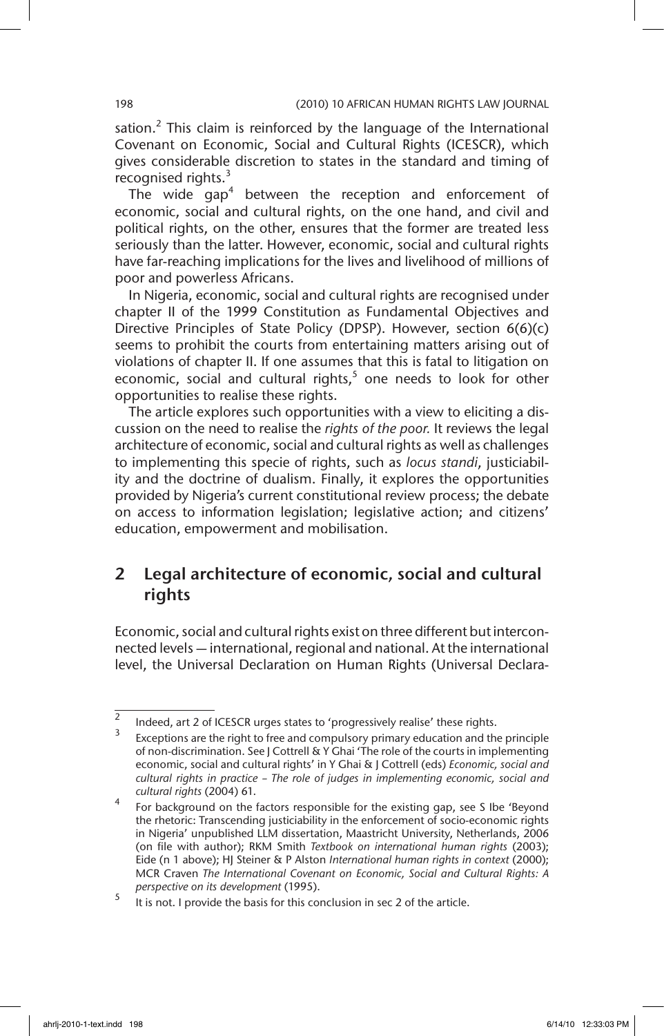sation.[2] This claim is reinforced by the language of the International Covenant on Economic, Social and Cultural Rights (ICESCR), which gives considerable discretion to states in the standard and timing of recognised rights.[3]

The wide gap[4] between the reception and enforcement of economic, social and cultural rights, on the one hand, and civil and political rights, on the other, ensures that the former are treated less seriously than the latter. However, economic, social and cultural rights have far-reaching implications for the lives and livelihood of millions of poor and powerless Africans.

In Nigeria, economic, social and cultural rights are recognised under chapter II of the 1999 Constitution as Fundamental Objectives and Directive Principles of State Policy (DPSP). However, section 6(6)(c) seems to prohibit the courts from entertaining matters arising out of violations of chapter II. If one assumes that this is fatal to litigation on economic, social and cultural rights,[5] one needs to look for other opportunities to realise these rights.

The article explores such opportunities with a view to eliciting a discussion on the need to realise the *rights of the poor.* It reviews the legal architecture of economic, social and cultural rights as well as challenges to implementing this specie of rights, such as *locus standi*, justiciability and the doctrine of dualism. Finally, it explores the opportunities provided by Nigeria's current constitutional review process; the debate on access to information legislation; legislative action; and citizens' education, empowerment and mobilisation.

## 2 Legal architecture of economic, social and cultural rights

Economic, social and cultural rights exist on three different but interconnected levels — international, regional and national. At the international level, the Universal Declaration on Human Rights (Universal Declara-

---

[2] Indeed, art 2 of ICESCR urges states to 'progressively realise' these rights.

[3] Exceptions are the right to free and compulsory primary education and the principle of non-discrimination. See J Cottrell & Y Ghai 'The role of the courts in implementing economic, social and cultural rights' in Y Ghai & J Cottrell (eds) *Economic, social and cultural rights in practice – The role of judges in implementing economic, social and cultural rights* (2004) 61.

[4] For background on the factors responsible for the existing gap, see S Ibe 'Beyond the rhetoric: Transcending justiciability in the enforcement of socio-economic rights in Nigeria' unpublished LLM dissertation, Maastricht University, Netherlands, 2006 (on file with author); RKM Smith *Textbook on international human rights* (2003); Eide (n 1 above); HJ Steiner & P Alston *International human rights in context* (2000); MCR Craven *The International Covenant on Economic, Social and Cultural Rights: A perspective on its development* (1995).

[5] It is not. I provide the basis for this conclusion in sec 2 of the article.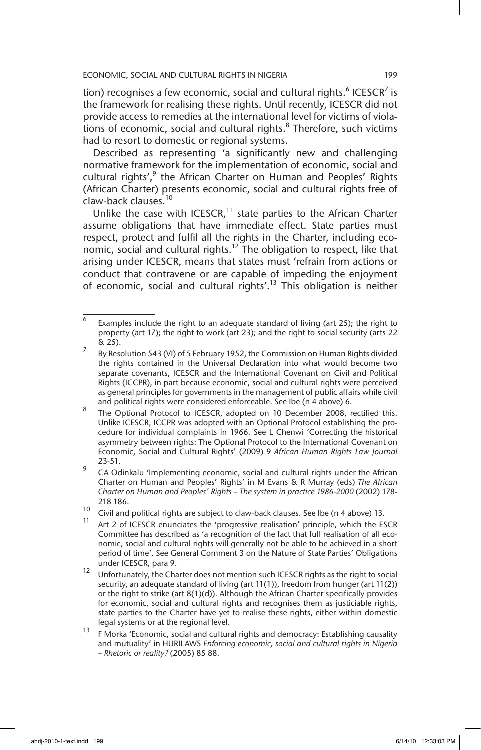tion) recognises a few economic, social and cultural rights.[6] ICESCR[7] is the framework for realising these rights. Until recently, ICESCR did not provide access to remedies at the international level for victims of violations of economic, social and cultural rights.[8] Therefore, such victims had to resort to domestic or regional systems.

Described as representing 'a significantly new and challenging normative framework for the implementation of economic, social and cultural rights',[9] the African Charter on Human and Peoples' Rights (African Charter) presents economic, social and cultural rights free of claw-back clauses.[10]

Unlike the case with ICESCR,[11] state parties to the African Charter assume obligations that have immediate effect. State parties must respect, protect and fulfil all the rights in the Charter, including economic, social and cultural rights.[12] The obligation to respect, like that arising under ICESCR, means that states must 'refrain from actions or conduct that contravene or are capable of impeding the enjoyment of economic, social and cultural rights'.[13] This obligation is neither

---

[6] Examples include the right to an adequate standard of living (art 25); the right to property (art 17); the right to work (art 23); and the right to social security (arts 22 & 25).

[7] By Resolution 543 (VI) of 5 February 1952, the Commission on Human Rights divided the rights contained in the Universal Declaration into what would become two separate covenants, ICESCR and the International Covenant on Civil and Political Rights (ICCPR), in part because economic, social and cultural rights were perceived as general principles for governments in the management of public affairs while civil and political rights were considered enforceable. See Ibe (n 4 above) 6.

[8] The Optional Protocol to ICESCR, adopted on 10 December 2008, rectified this. Unlike ICESCR, ICCPR was adopted with an Optional Protocol establishing the procedure for individual complaints in 1966. See L Chenwi 'Correcting the historical asymmetry between rights: The Optional Protocol to the International Covenant on Economic, Social and Cultural Rights' (2009) 9 *African Human Rights Law Journal* 23-51.

[9] CA Odinkalu 'Implementing economic, social and cultural rights under the African Charter on Human and Peoples' Rights' in M Evans & R Murray (eds) *The African Charter on Human and Peoples' Rights – The system in practice 1986-2000* (2002) 178-218 186.

[10] Civil and political rights are subject to claw-back clauses. See Ibe (n 4 above) 13.

[11] Art 2 of ICESCR enunciates the 'progressive realisation' principle, which the ESCR Committee has described as 'a recognition of the fact that full realisation of all economic, social and cultural rights will generally not be able to be achieved in a short period of time'. See General Comment 3 on the Nature of State Parties' Obligations under ICESCR, para 9.

[12] Unfortunately, the Charter does not mention such ICESCR rights as the right to social security, an adequate standard of living (art 11(1)), freedom from hunger (art 11(2)) or the right to strike (art 8(1)(d)). Although the African Charter specifically provides for economic, social and cultural rights and recognises them as justiciable rights, state parties to the Charter have yet to realise these rights, either within domestic legal systems or at the regional level.

[13] F Morka 'Economic, social and cultural rights and democracy: Establishing causality and mutuality' in HURILAWS *Enforcing economic, social and cultural rights in Nigeria – Rhetoric or reality?* (2005) 85 88.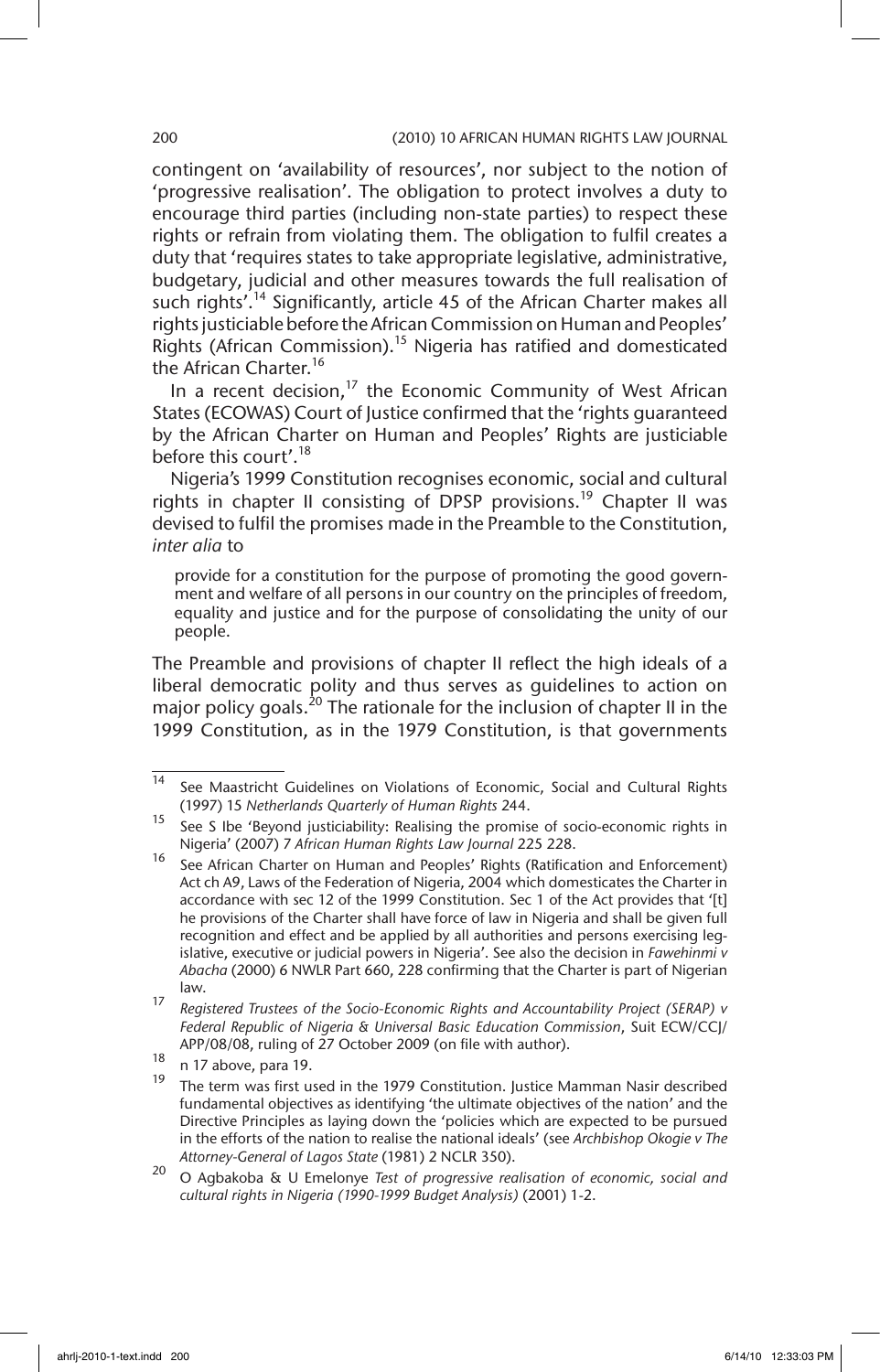contingent on 'availability of resources', nor subject to the notion of 'progressive realisation'. The obligation to protect involves a duty to encourage third parties (including non-state parties) to respect these rights or refrain from violating them. The obligation to fulfil creates a duty that 'requires states to take appropriate legislative, administrative, budgetary, judicial and other measures towards the full realisation of such rights'.[14] Significantly, article 45 of the African Charter makes all rights justiciable before the African Commission on Human and Peoples' Rights (African Commission).[15] Nigeria has ratified and domesticated the African Charter.[16]

In a recent decision,[17] the Economic Community of West African States (ECOWAS) Court of Justice confirmed that the 'rights guaranteed by the African Charter on Human and Peoples' Rights are justiciable before this court'.[18]

Nigeria's 1999 Constitution recognises economic, social and cultural rights in chapter II consisting of DPSP provisions.[19] Chapter II was devised to fulfil the promises made in the Preamble to the Constitution, *inter alia* to

> provide for a constitution for the purpose of promoting the good government and welfare of all persons in our country on the principles of freedom, equality and justice and for the purpose of consolidating the unity of our people.

The Preamble and provisions of chapter II reflect the high ideals of a liberal democratic polity and thus serves as guidelines to action on major policy goals.[20] The rationale for the inclusion of chapter II in the 1999 Constitution, as in the 1979 Constitution, is that governments

---

14 See Maastricht Guidelines on Violations of Economic, Social and Cultural Rights (1997) 15 *Netherlands Quarterly of Human Rights* 244.

15 See S Ibe 'Beyond justiciability: Realising the promise of socio-economic rights in Nigeria' (2007) 7 *African Human Rights Law Journal* 225 228.

16 See African Charter on Human and Peoples' Rights (Ratification and Enforcement) Act ch A9, Laws of the Federation of Nigeria, 2004 which domesticates the Charter in accordance with sec 12 of the 1999 Constitution. Sec 1 of the Act provides that '[t]he provisions of the Charter shall have force of law in Nigeria and shall be given full recognition and effect and be applied by all authorities and persons exercising legislative, executive or judicial powers in Nigeria'. See also the decision in *Fawehinmi v Abacha* (2000) 6 NWLR Part 660, 228 confirming that the Charter is part of Nigerian law.

17 *Registered Trustees of the Socio-Economic Rights and Accountability Project (SERAP) v Federal Republic of Nigeria & Universal Basic Education Commission*, Suit ECW/CCJ/APP/08/08, ruling of 27 October 2009 (on file with author).

18 n 17 above, para 19.

19 The term was first used in the 1979 Constitution. Justice Mamman Nasir described fundamental objectives as identifying 'the ultimate objectives of the nation' and the Directive Principles as laying down the 'policies which are expected to be pursued in the efforts of the nation to realise the national ideals' (see *Archbishop Okogie v The Attorney-General of Lagos State* (1981) 2 NCLR 350).

20 O Agbakoba & U Emelonye *Test of progressive realisation of economic, social and cultural rights in Nigeria (1990-1999 Budget Analysis)* (2001) 1-2.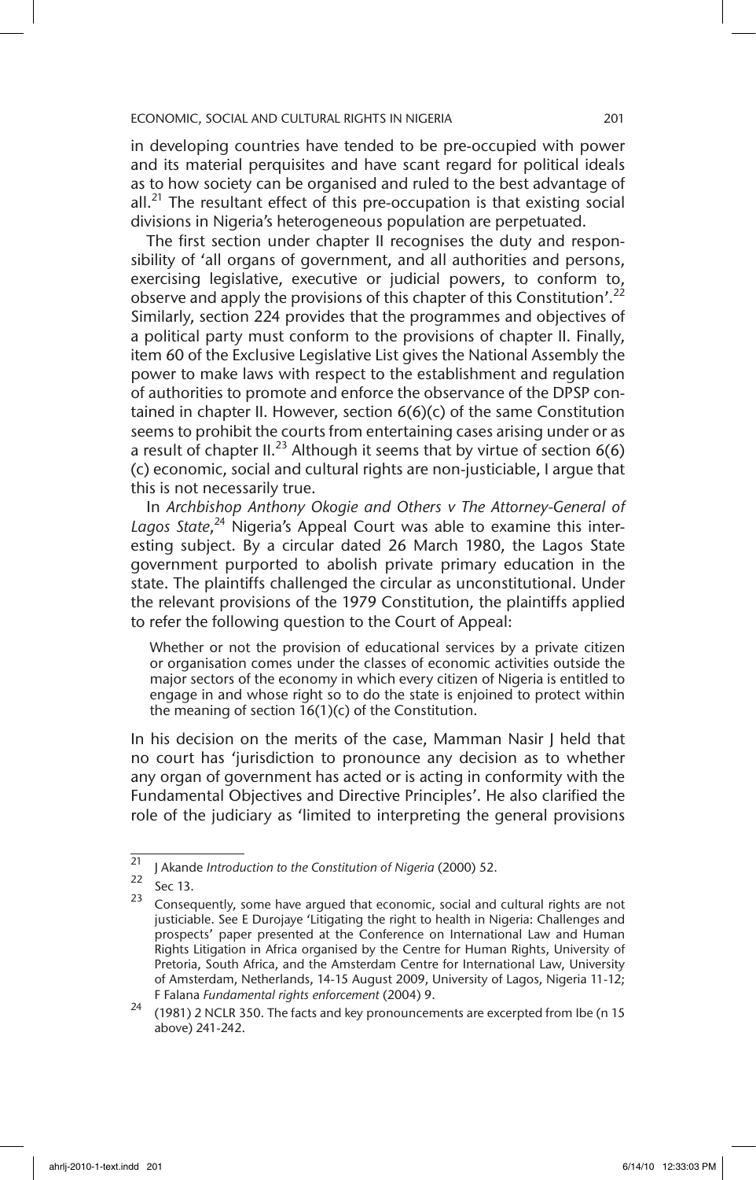in developing countries have tended to be pre-occupied with power and its material perquisites and have scant regard for political ideals as to how society can be organised and ruled to the best advantage of all.[21] The resultant effect of this pre-occupation is that existing social divisions in Nigeria's heterogeneous population are perpetuated.

The first section under chapter II recognises the duty and responsibility of 'all organs of government, and all authorities and persons, exercising legislative, executive or judicial powers, to conform to, observe and apply the provisions of this chapter of this Constitution'.[22] Similarly, section 224 provides that the programmes and objectives of a political party must conform to the provisions of chapter II. Finally, item 60 of the Exclusive Legislative List gives the National Assembly the power to make laws with respect to the establishment and regulation of authorities to promote and enforce the observance of the DPSP contained in chapter II. However, section 6(6)(c) of the same Constitution seems to prohibit the courts from entertaining cases arising under or as a result of chapter II.[23] Although it seems that by virtue of section 6(6)(c) economic, social and cultural rights are non-justiciable, I argue that this is not necessarily true.

In *Archbishop Anthony Okogie and Others v The Attorney-General of Lagos State*,[24] Nigeria's Appeal Court was able to examine this interesting subject. By a circular dated 26 March 1980, the Lagos State government purported to abolish private primary education in the state. The plaintiffs challenged the circular as unconstitutional. Under the relevant provisions of the 1979 Constitution, the plaintiffs applied to refer the following question to the Court of Appeal:

> Whether or not the provision of educational services by a private citizen or organisation comes under the classes of economic activities outside the major sectors of the economy in which every citizen of Nigeria is entitled to engage in and whose right so to do the state is enjoined to protect within the meaning of section 16(1)(c) of the Constitution.

In his decision on the merits of the case, Mamman Nasir J held that no court has 'jurisdiction to pronounce any decision as to whether any organ of government has acted or is acting in conformity with the Fundamental Objectives and Directive Principles'. He also clarified the role of the judiciary as 'limited to interpreting the general provisions

---

[21] J Akande *Introduction to the Constitution of Nigeria* (2000) 52.

[22] Sec 13.

[23] Consequently, some have argued that economic, social and cultural rights are not justiciable. See E Durojaye 'Litigating the right to health in Nigeria: Challenges and prospects' paper presented at the Conference on International Law and Human Rights Litigation in Africa organised by the Centre for Human Rights, University of Pretoria, South Africa, and the Amsterdam Centre for International Law, University of Amsterdam, Netherlands, 14-15 August 2009, University of Lagos, Nigeria 11-12; F Falana *Fundamental rights enforcement* (2004) 9.

[24] (1981) 2 NCLR 350. The facts and key pronouncements are excerpted from Ibe (n 15 above) 241-242.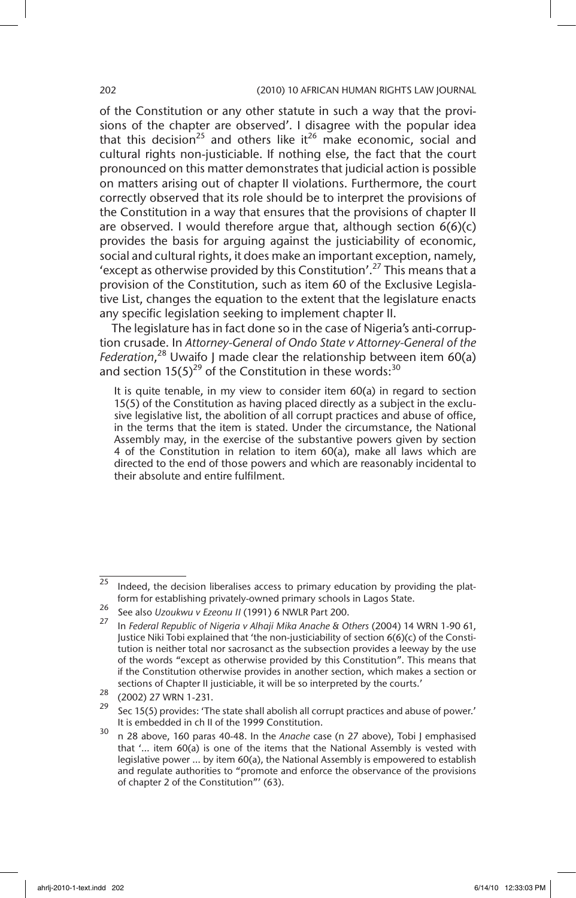of the Constitution or any other statute in such a way that the provisions of the chapter are observed'. I disagree with the popular idea that this decision[25] and others like it[26] make economic, social and cultural rights non-justiciable. If nothing else, the fact that the court pronounced on this matter demonstrates that judicial action is possible on matters arising out of chapter II violations. Furthermore, the court correctly observed that its role should be to interpret the provisions of the Constitution in a way that ensures that the provisions of chapter II are observed. I would therefore argue that, although section 6(6)(c) provides the basis for arguing against the justiciability of economic, social and cultural rights, it does make an important exception, namely, 'except as otherwise provided by this Constitution'.[27] This means that a provision of the Constitution, such as item 60 of the Exclusive Legislative List, changes the equation to the extent that the legislature enacts any specific legislation seeking to implement chapter II.

The legislature has in fact done so in the case of Nigeria's anti-corruption crusade. In *Attorney-General of Ondo State v Attorney-General of the Federation*,[28] Uwaifo J made clear the relationship between item 60(a) and section 15(5)[29] of the Constitution in these words:[30]

> It is quite tenable, in my view to consider item 60(a) in regard to section 15(5) of the Constitution as having placed directly as a subject in the exclusive legislative list, the abolition of all corrupt practices and abuse of office, in the terms that the item is stated. Under the circumstance, the National Assembly may, in the exercise of the substantive powers given by section 4 of the Constitution in relation to item 60(a), make all laws which are directed to the end of those powers and which are reasonably incidental to their absolute and entire fulfilment.

---

[25] Indeed, the decision liberalises access to primary education by providing the platform for establishing privately-owned primary schools in Lagos State.

[26] See also *Uzoukwu v Ezeonu II* (1991) 6 NWLR Part 200.

[27] In *Federal Republic of Nigeria v Alhaji Mika Anache & Others* (2004) 14 WRN 1-90 61, Justice Niki Tobi explained that 'the non-justiciability of section 6(6)(c) of the Constitution is neither total nor sacrosanct as the subsection provides a leeway by the use of the words "except as otherwise provided by this Constitution". This means that if the Constitution otherwise provides in another section, which makes a section or sections of Chapter II justiciable, it will be so interpreted by the courts.'

[28] (2002) 27 WRN 1-231.

[29] Sec 15(5) provides: 'The state shall abolish all corrupt practices and abuse of power.' It is embedded in ch II of the 1999 Constitution.

[30] n 28 above, 160 paras 40-48. In the *Anache* case (n 27 above), Tobi J emphasised that '... item 60(a) is one of the items that the National Assembly is vested with legislative power ... by item 60(a), the National Assembly is empowered to establish and regulate authorities to "promote and enforce the observance of the provisions of chapter 2 of the Constitution"' (63).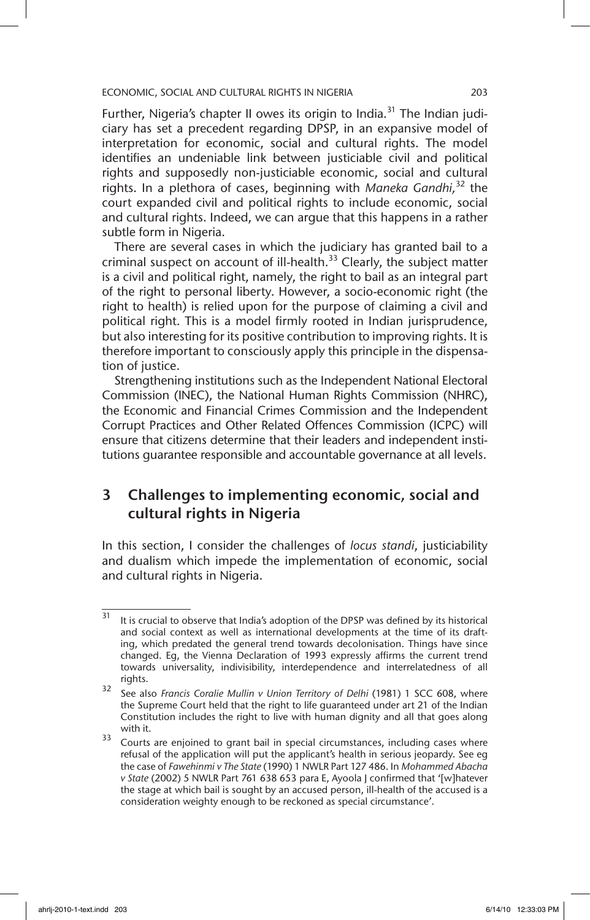Further, Nigeria's chapter II owes its origin to India.[31] The Indian judiciary has set a precedent regarding DPSP, in an expansive model of interpretation for economic, social and cultural rights. The model identifies an undeniable link between justiciable civil and political rights and supposedly non-justiciable economic, social and cultural rights. In a plethora of cases, beginning with *Maneka Gandhi,*[32] the court expanded civil and political rights to include economic, social and cultural rights. Indeed, we can argue that this happens in a rather subtle form in Nigeria.

There are several cases in which the judiciary has granted bail to a criminal suspect on account of ill-health.[33] Clearly, the subject matter is a civil and political right, namely, the right to bail as an integral part of the right to personal liberty. However, a socio-economic right (the right to health) is relied upon for the purpose of claiming a civil and political right. This is a model firmly rooted in Indian jurisprudence, but also interesting for its positive contribution to improving rights. It is therefore important to consciously apply this principle in the dispensation of justice.

Strengthening institutions such as the Independent National Electoral Commission (INEC), the National Human Rights Commission (NHRC), the Economic and Financial Crimes Commission and the Independent Corrupt Practices and Other Related Offences Commission (ICPC) will ensure that citizens determine that their leaders and independent institutions guarantee responsible and accountable governance at all levels.

## 3 Challenges to implementing economic, social and cultural rights in Nigeria

In this section, I consider the challenges of *locus standi*, justiciability and dualism which impede the implementation of economic, social and cultural rights in Nigeria.

---

[31] It is crucial to observe that India's adoption of the DPSP was defined by its historical and social context as well as international developments at the time of its drafting, which predated the general trend towards decolonisation. Things have since changed. Eg, the Vienna Declaration of 1993 expressly affirms the current trend towards universality, indivisibility, interdependence and interrelatedness of all rights.

[32] See also *Francis Coralie Mullin v Union Territory of Delhi* (1981) 1 SCC 608, where the Supreme Court held that the right to life guaranteed under art 21 of the Indian Constitution includes the right to live with human dignity and all that goes along with it.

[33] Courts are enjoined to grant bail in special circumstances, including cases where refusal of the application will put the applicant's health in serious jeopardy. See eg the case of *Fawehinmi v The State* (1990) 1 NWLR Part 127 486. In *Mohammed Abacha v State* (2002) 5 NWLR Part 761 638 653 para E, Ayoola J confirmed that '[w]hatever the stage at which bail is sought by an accused person, ill-health of the accused is a consideration weighty enough to be reckoned as special circumstance'.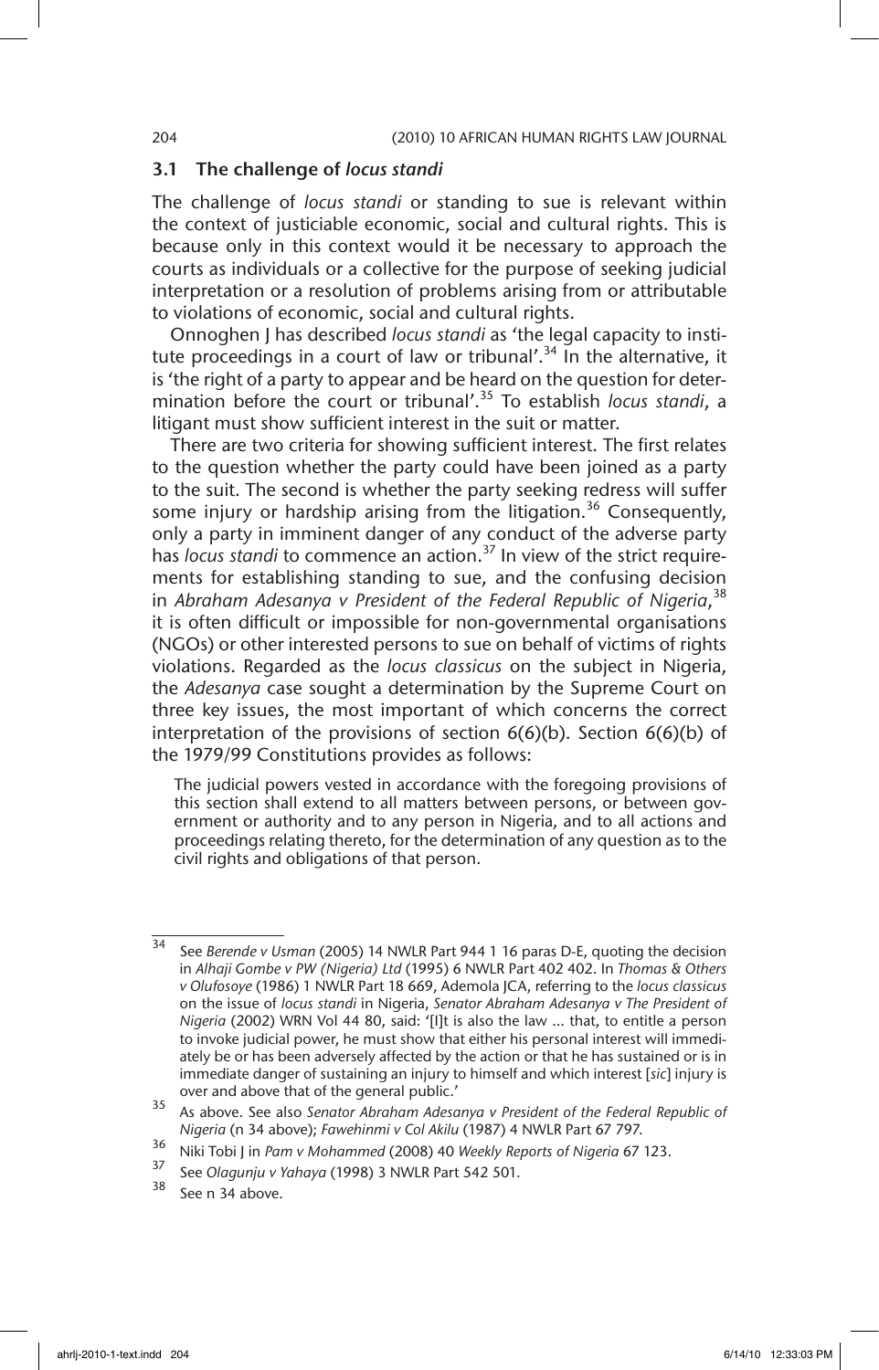### 3.1 The challenge of *locus standi*

The challenge of *locus standi* or standing to sue is relevant within the context of justiciable economic, social and cultural rights. This is because only in this context would it be necessary to approach the courts as individuals or a collective for the purpose of seeking judicial interpretation or a resolution of problems arising from or attributable to violations of economic, social and cultural rights.

Onnoghen J has described *locus standi* as 'the legal capacity to institute proceedings in a court of law or tribunal'.[34] In the alternative, it is 'the right of a party to appear and be heard on the question for determination before the court or tribunal'.[35] To establish *locus standi*, a litigant must show sufficient interest in the suit or matter.

There are two criteria for showing sufficient interest. The first relates to the question whether the party could have been joined as a party to the suit. The second is whether the party seeking redress will suffer some injury or hardship arising from the litigation.[36] Consequently, only a party in imminent danger of any conduct of the adverse party has *locus standi* to commence an action.[37] In view of the strict requirements for establishing standing to sue, and the confusing decision in *Abraham Adesanya v President of the Federal Republic of Nigeria*,[38] it is often difficult or impossible for non-governmental organisations (NGOs) or other interested persons to sue on behalf of victims of rights violations. Regarded as the *locus classicus* on the subject in Nigeria, the *Adesanya* case sought a determination by the Supreme Court on three key issues, the most important of which concerns the correct interpretation of the provisions of section 6(6)(b). Section 6(6)(b) of the 1979/99 Constitutions provides as follows:

> The judicial powers vested in accordance with the foregoing provisions of this section shall extend to all matters between persons, or between government or authority and to any person in Nigeria, and to all actions and proceedings relating thereto, for the determination of any question as to the civil rights and obligations of that person.

---

[34] See *Berende v Usman* (2005) 14 NWLR Part 944 1 16 paras D-E, quoting the decision in *Alhaji Gombe v PW (Nigeria) Ltd* (1995) 6 NWLR Part 402 402. In *Thomas & Others v Olufosoye* (1986) 1 NWLR Part 18 669, Ademola JCA, referring to the *locus classicus* on the issue of *locus standi* in Nigeria, *Senator Abraham Adesanya v The President of Nigeria* (2002) WRN Vol 44 80, said: '[I]t is also the law ... that, to entitle a person to invoke judicial power, he must show that either his personal interest will immediately be or has been adversely affected by the action or that he has sustained or is in immediate danger of sustaining an injury to himself and which interest [*sic*] injury is over and above that of the general public.'

[35] As above. See also *Senator Abraham Adesanya v President of the Federal Republic of Nigeria* (n 34 above); *Fawehinmi v Col Akilu* (1987) 4 NWLR Part 67 797.

[36] Niki Tobi J in *Pam v Mohammed* (2008) 40 *Weekly Reports of Nigeria* 67 123.

[37] See *Olagunju v Yahaya* (1998) 3 NWLR Part 542 501.

[38] See n 34 above.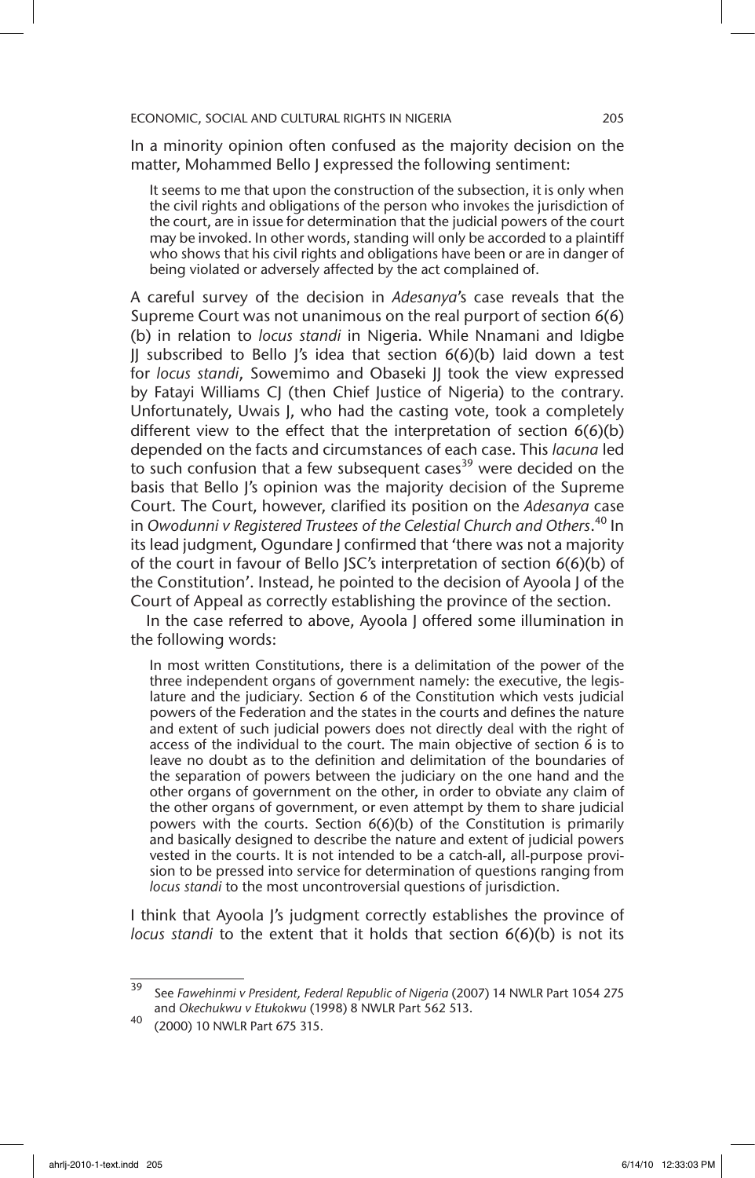In a minority opinion often confused as the majority decision on the matter, Mohammed Bello J expressed the following sentiment:

> It seems to me that upon the construction of the subsection, it is only when the civil rights and obligations of the person who invokes the jurisdiction of the court, are in issue for determination that the judicial powers of the court may be invoked. In other words, standing will only be accorded to a plaintiff who shows that his civil rights and obligations have been or are in danger of being violated or adversely affected by the act complained of.

A careful survey of the decision in *Adesanya*'s case reveals that the Supreme Court was not unanimous on the real purport of section 6(6)(b) in relation to *locus standi* in Nigeria. While Nnamani and Idigbe JJ subscribed to Bello J's idea that section 6(6)(b) laid down a test for *locus standi*, Sowemimo and Obaseki JJ took the view expressed by Fatayi Williams CJ (then Chief Justice of Nigeria) to the contrary. Unfortunately, Uwais J, who had the casting vote, took a completely different view to the effect that the interpretation of section 6(6)(b) depended on the facts and circumstances of each case. This *lacuna* led to such confusion that a few subsequent cases[39] were decided on the basis that Bello J's opinion was the majority decision of the Supreme Court. The Court, however, clarified its position on the *Adesanya* case in *Owodunni v Registered Trustees of the Celestial Church and Others*.[40] In its lead judgment, Ogundare J confirmed that 'there was not a majority of the court in favour of Bello JSC's interpretation of section 6(6)(b) of the Constitution'. Instead, he pointed to the decision of Ayoola J of the Court of Appeal as correctly establishing the province of the section.

In the case referred to above, Ayoola J offered some illumination in the following words:

> In most written Constitutions, there is a delimitation of the power of the three independent organs of government namely: the executive, the legislature and the judiciary. Section 6 of the Constitution which vests judicial powers of the Federation and the states in the courts and defines the nature and extent of such judicial powers does not directly deal with the right of access of the individual to the court. The main objective of section 6 is to leave no doubt as to the definition and delimitation of the boundaries of the separation of powers between the judiciary on the one hand and the other organs of government on the other, in order to obviate any claim of the other organs of government, or even attempt by them to share judicial powers with the courts. Section 6(6)(b) of the Constitution is primarily and basically designed to describe the nature and extent of judicial powers vested in the courts. It is not intended to be a catch-all, all-purpose provision to be pressed into service for determination of questions ranging from *locus standi* to the most uncontroversial questions of jurisdiction.

I think that Ayoola J's judgment correctly establishes the province of *locus standi* to the extent that it holds that section 6(6)(b) is not its

---

[39] See *Fawehinmi v President, Federal Republic of Nigeria* (2007) 14 NWLR Part 1054 275 and *Okechukwu v Etukokwu* (1998) 8 NWLR Part 562 513.

[40] (2000) 10 NWLR Part 675 315.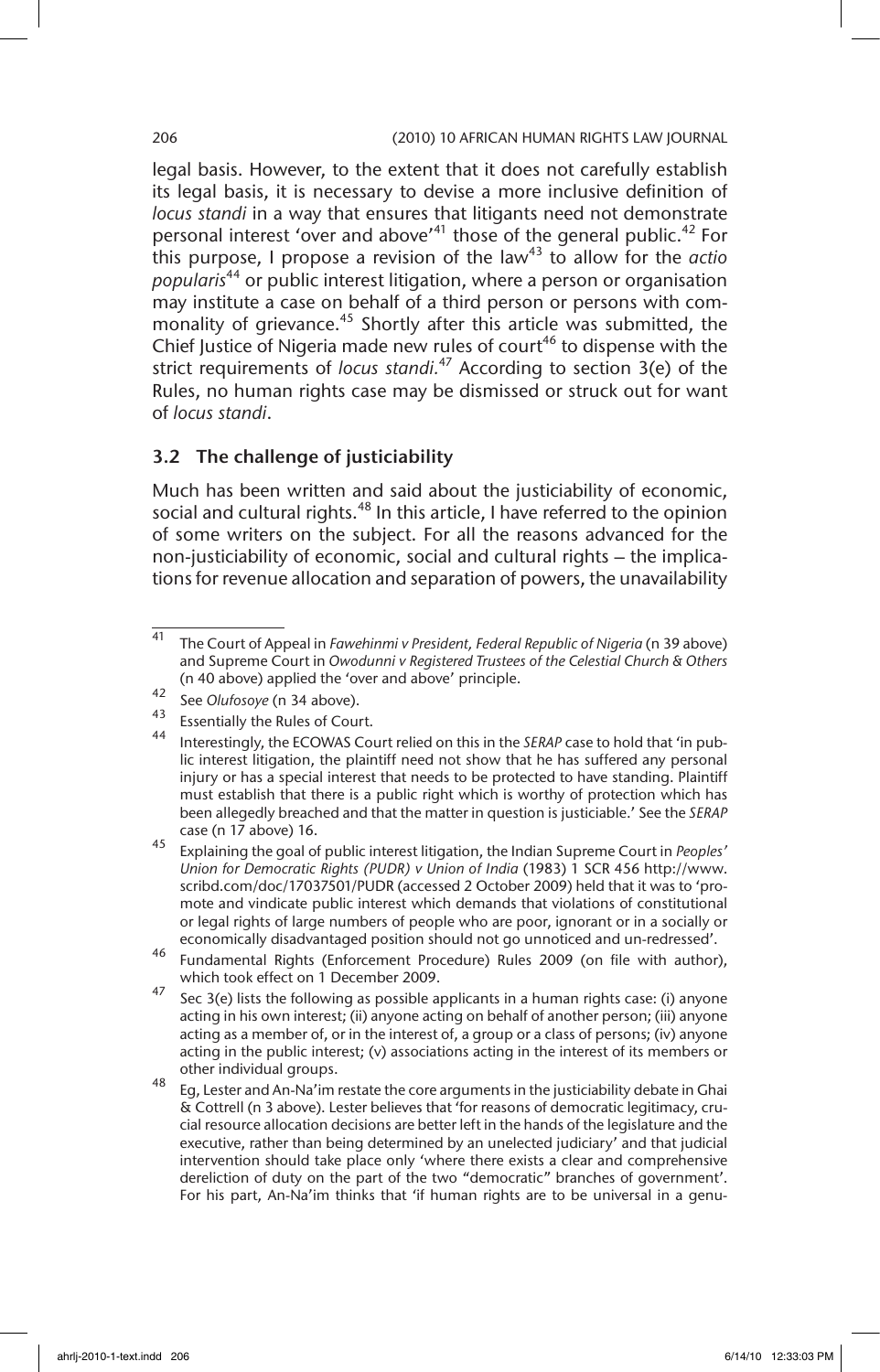legal basis. However, to the extent that it does not carefully establish its legal basis, it is necessary to devise a more inclusive definition of *locus standi* in a way that ensures that litigants need not demonstrate personal interest 'over and above'[41] those of the general public.[42] For this purpose, I propose a revision of the law[43] to allow for the *actio popularis*[44] or public interest litigation, where a person or organisation may institute a case on behalf of a third person or persons with commonality of grievance.[45] Shortly after this article was submitted, the Chief Justice of Nigeria made new rules of court[46] to dispense with the strict requirements of *locus standi.*[47] According to section 3(e) of the Rules, no human rights case may be dismissed or struck out for want of *locus standi*.

### 3.2 The challenge of justiciability

Much has been written and said about the justiciability of economic, social and cultural rights.[48] In this article, I have referred to the opinion of some writers on the subject. For all the reasons advanced for the non-justiciability of economic, social and cultural rights – the implications for revenue allocation and separation of powers, the unavailability

---

[41] The Court of Appeal in *Fawehinmi v President, Federal Republic of Nigeria* (n 39 above) and Supreme Court in *Owodunni v Registered Trustees of the Celestial Church & Others* (n 40 above) applied the 'over and above' principle.

[42] See *Olufosoye* (n 34 above).

[43] Essentially the Rules of Court.

[44] Interestingly, the ECOWAS Court relied on this in the *SERAP* case to hold that 'in public interest litigation, the plaintiff need not show that he has suffered any personal injury or has a special interest that needs to be protected to have standing. Plaintiff must establish that there is a public right which is worthy of protection which has been allegedly breached and that the matter in question is justiciable.' See the *SERAP* case (n 17 above) 16.

[45] Explaining the goal of public interest litigation, the Indian Supreme Court in *Peoples' Union for Democratic Rights (PUDR) v Union of India* (1983) 1 SCR 456 http://www.scribd.com/doc/17037501/PUDR (accessed 2 October 2009) held that it was to 'promote and vindicate public interest which demands that violations of constitutional or legal rights of large numbers of people who are poor, ignorant or in a socially or economically disadvantaged position should not go unnoticed and un-redressed'.

[46] Fundamental Rights (Enforcement Procedure) Rules 2009 (on file with author), which took effect on 1 December 2009.

[47] Sec 3(e) lists the following as possible applicants in a human rights case: (i) anyone acting in his own interest; (ii) anyone acting on behalf of another person; (iii) anyone acting as a member of, or in the interest of, a group or a class of persons; (iv) anyone acting in the public interest; (v) associations acting in the interest of its members or other individual groups.

[48] Eg, Lester and An-Na'im restate the core arguments in the justiciability debate in Ghai & Cottrell (n 3 above). Lester believes that 'for reasons of democratic legitimacy, crucial resource allocation decisions are better left in the hands of the legislature and the executive, rather than being determined by an unelected judiciary' and that judicial intervention should take place only 'where there exists a clear and comprehensive dereliction of duty on the part of the two "democratic" branches of government'. For his part, An-Na'im thinks that 'if human rights are to be universal in a genu-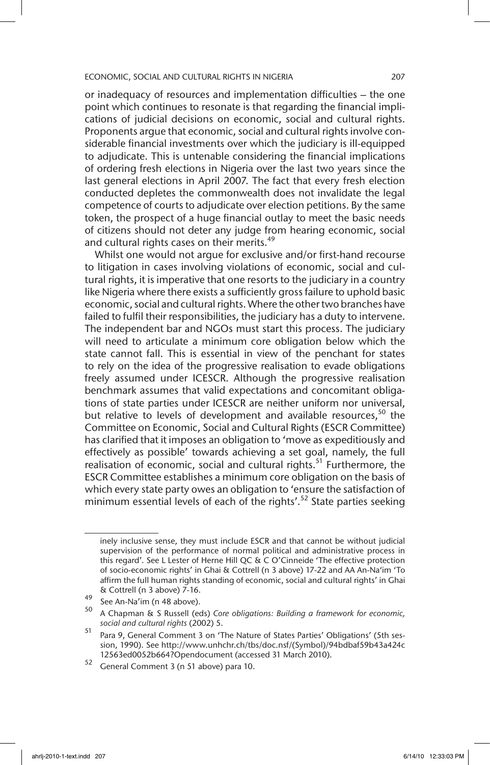or inadequacy of resources and implementation difficulties – the one point which continues to resonate is that regarding the financial implications of judicial decisions on economic, social and cultural rights. Proponents argue that economic, social and cultural rights involve considerable financial investments over which the judiciary is ill-equipped to adjudicate. This is untenable considering the financial implications of ordering fresh elections in Nigeria over the last two years since the last general elections in April 2007. The fact that every fresh election conducted depletes the commonwealth does not invalidate the legal competence of courts to adjudicate over election petitions. By the same token, the prospect of a huge financial outlay to meet the basic needs of citizens should not deter any judge from hearing economic, social and cultural rights cases on their merits.[49]

Whilst one would not argue for exclusive and/or first-hand recourse to litigation in cases involving violations of economic, social and cultural rights, it is imperative that one resorts to the judiciary in a country like Nigeria where there exists a sufficiently gross failure to uphold basic economic, social and cultural rights. Where the other two branches have failed to fulfil their responsibilities, the judiciary has a duty to intervene. The independent bar and NGOs must start this process. The judiciary will need to articulate a minimum core obligation below which the state cannot fall. This is essential in view of the penchant for states to rely on the idea of the progressive realisation to evade obligations freely assumed under ICESCR. Although the progressive realisation benchmark assumes that valid expectations and concomitant obligations of state parties under ICESCR are neither uniform nor universal, but relative to levels of development and available resources,[50] the Committee on Economic, Social and Cultural Rights (ESCR Committee) has clarified that it imposes an obligation to 'move as expeditiously and effectively as possible' towards achieving a set goal, namely, the full realisation of economic, social and cultural rights.[51] Furthermore, the ESCR Committee establishes a minimum core obligation on the basis of which every state party owes an obligation to 'ensure the satisfaction of minimum essential levels of each of the rights'.[52] State parties seeking

---

inely inclusive sense, they must include ESCR and that cannot be without judicial supervision of the performance of normal political and administrative process in this regard'. See L Lester of Herne Hill QC & C O'Cinneide 'The effective protection of socio-economic rights' in Ghai & Cottrell (n 3 above) 17-22 and AA An-Na'im 'To affirm the full human rights standing of economic, social and cultural rights' in Ghai & Cottrell (n 3 above) 7-16.

49 See An-Na'im (n 48 above).

50 A Chapman & S Russell (eds) *Core obligations: Building a framework for economic, social and cultural rights* (2002) 5.

51 Para 9, General Comment 3 on 'The Nature of States Parties' Obligations' (5th session, 1990). See http://www.unhchr.ch/tbs/doc.nsf/(Symbol)/94bdbaf59b43a424c12563ed0052b664?Opendocument (accessed 31 March 2010).

52 General Comment 3 (n 51 above) para 10.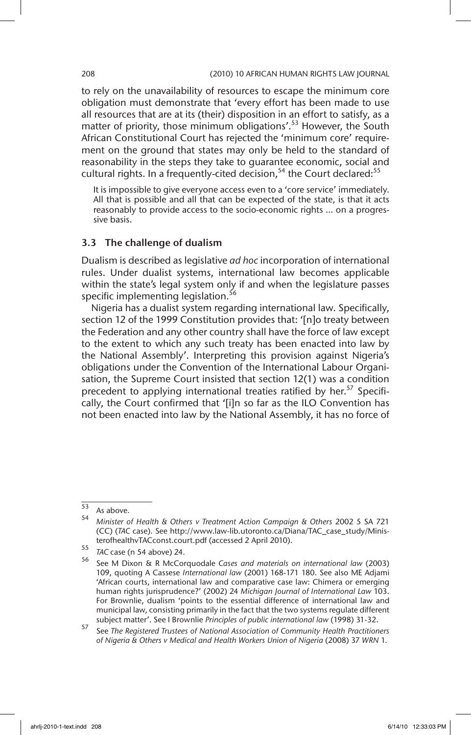to rely on the unavailability of resources to escape the minimum core obligation must demonstrate that 'every effort has been made to use all resources that are at its (their) disposition in an effort to satisfy, as a matter of priority, those minimum obligations'.[53] However, the South African Constitutional Court has rejected the 'minimum core' requirement on the ground that states may only be held to the standard of reasonability in the steps they take to guarantee economic, social and cultural rights. In a frequently-cited decision,[54] the Court declared:[55]

> It is impossible to give everyone access even to a 'core service' immediately. All that is possible and all that can be expected of the state, is that it acts reasonably to provide access to the socio-economic rights ... on a progressive basis.

### 3.3 The challenge of dualism

Dualism is described as legislative *ad hoc* incorporation of international rules. Under dualist systems, international law becomes applicable within the state's legal system only if and when the legislature passes specific implementing legislation.[56]

Nigeria has a dualist system regarding international law. Specifically, section 12 of the 1999 Constitution provides that: '[n]o treaty between the Federation and any other country shall have the force of law except to the extent to which any such treaty has been enacted into law by the National Assembly'. Interpreting this provision against Nigeria's obligations under the Convention of the International Labour Organisation, the Supreme Court insisted that section 12(1) was a condition precedent to applying international treaties ratified by her.[57] Specifically, the Court confirmed that '[i]n so far as the ILO Convention has not been enacted into law by the National Assembly, it has no force of

---

53 As above.

54 *Minister of Health & Others v Treatment Action Campaign & Others* 2002 5 SA 721 (CC) (*TAC* case). See http://www.law-lib.utoronto.ca/Diana/TAC_case_study/MinisterofhealthvTACconst.court.pdf (accessed 2 April 2010).

55 *TAC* case (n 54 above) 24.

56 See M Dixon & R McCorquodale *Cases and materials on international law* (2003) 109, quoting A Cassese *International law* (2001) 168-171 180. See also ME Adjami 'African courts, international law and comparative case law: Chimera or emerging human rights jurisprudence?' (2002) 24 *Michigan Journal of International Law* 103. For Brownlie, dualism 'points to the essential difference of international law and municipal law, consisting primarily in the fact that the two systems regulate different subject matter'. See I Brownlie *Principles of public international law* (1998) 31-32.

57 See *The Registered Trustees of National Association of Community Health Practitioners of Nigeria & Others v Medical and Health Workers Union of Nigeria* (2008) 37 *WRN* 1.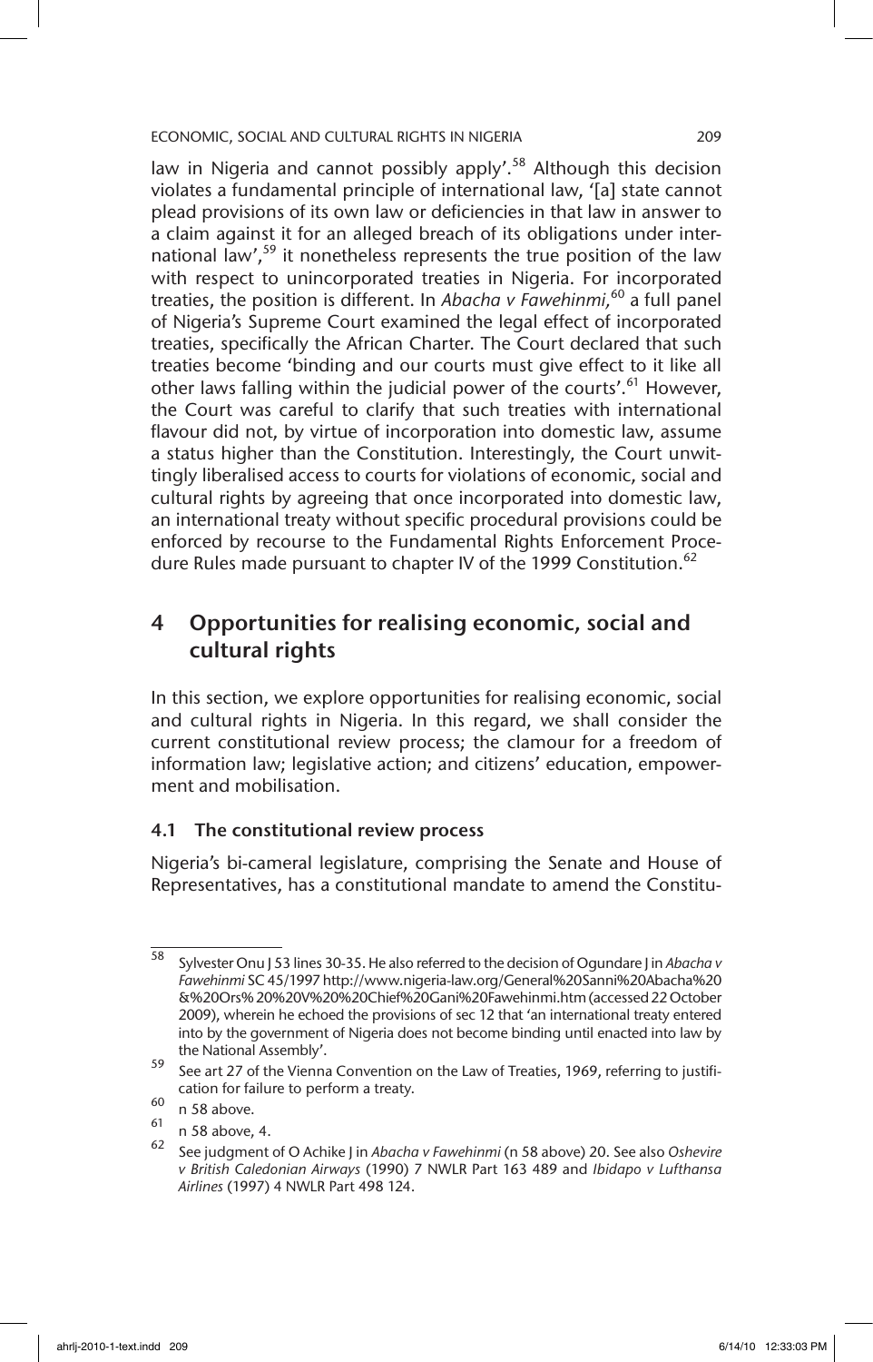law in Nigeria and cannot possibly apply'.[58] Although this decision violates a fundamental principle of international law, '[a] state cannot plead provisions of its own law or deficiencies in that law in answer to a claim against it for an alleged breach of its obligations under international law',[59] it nonetheless represents the true position of the law with respect to unincorporated treaties in Nigeria. For incorporated treaties, the position is different. In *Abacha v Fawehinmi*,[60] a full panel of Nigeria's Supreme Court examined the legal effect of incorporated treaties, specifically the African Charter. The Court declared that such treaties become 'binding and our courts must give effect to it like all other laws falling within the judicial power of the courts'.[61] However, the Court was careful to clarify that such treaties with international flavour did not, by virtue of incorporation into domestic law, assume a status higher than the Constitution. Interestingly, the Court unwittingly liberalised access to courts for violations of economic, social and cultural rights by agreeing that once incorporated into domestic law, an international treaty without specific procedural provisions could be enforced by recourse to the Fundamental Rights Enforcement Procedure Rules made pursuant to chapter IV of the 1999 Constitution.[62]

## 4 Opportunities for realising economic, social and cultural rights

In this section, we explore opportunities for realising economic, social and cultural rights in Nigeria. In this regard, we shall consider the current constitutional review process; the clamour for a freedom of information law; legislative action; and citizens' education, empowerment and mobilisation.

### 4.1 The constitutional review process

Nigeria's bi-cameral legislature, comprising the Senate and House of Representatives, has a constitutional mandate to amend the Constitu-

---

58 Sylvester Onu J 53 lines 30-35. He also referred to the decision of Ogundare J in *Abacha v Fawehinmi* SC 45/1997 http://www.nigeria-law.org/General%20Sanni%20Abacha%20&%20Ors%20%20V%20%20Chief%20Gani%20Fawehinmi.htm (accessed 22 October 2009), wherein he echoed the provisions of sec 12 that 'an international treaty entered into by the government of Nigeria does not become binding until enacted into law by the National Assembly'.

59 See art 27 of the Vienna Convention on the Law of Treaties, 1969, referring to justification for failure to perform a treaty.

60 n 58 above.

61 n 58 above, 4.

62 See judgment of O Achike J in *Abacha v Fawehinmi* (n 58 above) 20. See also *Oshevire v British Caledonian Airways* (1990) 7 NWLR Part 163 489 and *Ibidapo v Lufthansa Airlines* (1997) 4 NWLR Part 498 124.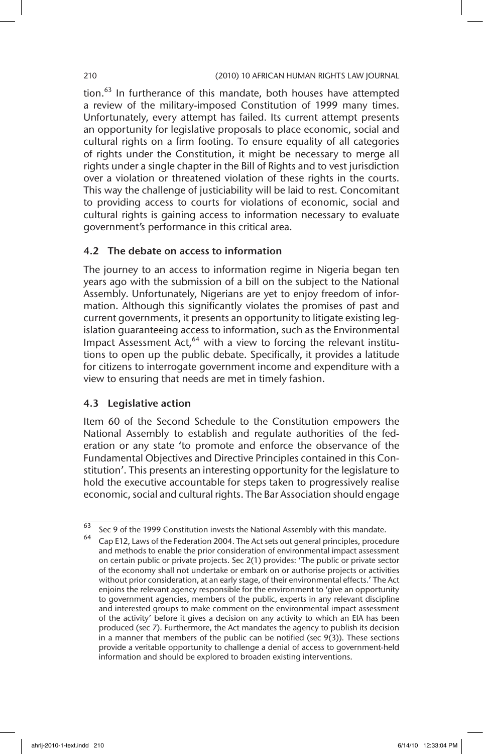tion.[63] In furtherance of this mandate, both houses have attempted a review of the military-imposed Constitution of 1999 many times. Unfortunately, every attempt has failed. Its current attempt presents an opportunity for legislative proposals to place economic, social and cultural rights on a firm footing. To ensure equality of all categories of rights under the Constitution, it might be necessary to merge all rights under a single chapter in the Bill of Rights and to vest jurisdiction over a violation or threatened violation of these rights in the courts. This way the challenge of justiciability will be laid to rest. Concomitant to providing access to courts for violations of economic, social and cultural rights is gaining access to information necessary to evaluate government's performance in this critical area.

### 4.2 The debate on access to information

The journey to an access to information regime in Nigeria began ten years ago with the submission of a bill on the subject to the National Assembly. Unfortunately, Nigerians are yet to enjoy freedom of information. Although this significantly violates the promises of past and current governments, it presents an opportunity to litigate existing legislation guaranteeing access to information, such as the Environmental Impact Assessment Act,[64] with a view to forcing the relevant institutions to open up the public debate. Specifically, it provides a latitude for citizens to interrogate government income and expenditure with a view to ensuring that needs are met in timely fashion.

### 4.3 Legislative action

Item 60 of the Second Schedule to the Constitution empowers the National Assembly to establish and regulate authorities of the federation or any state 'to promote and enforce the observance of the Fundamental Objectives and Directive Principles contained in this Constitution'. This presents an interesting opportunity for the legislature to hold the executive accountable for steps taken to progressively realise economic, social and cultural rights. The Bar Association should engage

---

[63] Sec 9 of the 1999 Constitution invests the National Assembly with this mandate.

[64] Cap E12, Laws of the Federation 2004. The Act sets out general principles, procedure and methods to enable the prior consideration of environmental impact assessment on certain public or private projects. Sec 2(1) provides: 'The public or private sector of the economy shall not undertake or embark on or authorise projects or activities without prior consideration, at an early stage, of their environmental effects.' The Act enjoins the relevant agency responsible for the environment to 'give an opportunity to government agencies, members of the public, experts in any relevant discipline and interested groups to make comment on the environmental impact assessment of the activity' before it gives a decision on any activity to which an EIA has been produced (sec 7). Furthermore, the Act mandates the agency to publish its decision in a manner that members of the public can be notified (sec 9(3)). These sections provide a veritable opportunity to challenge a denial of access to government-held information and should be explored to broaden existing interventions.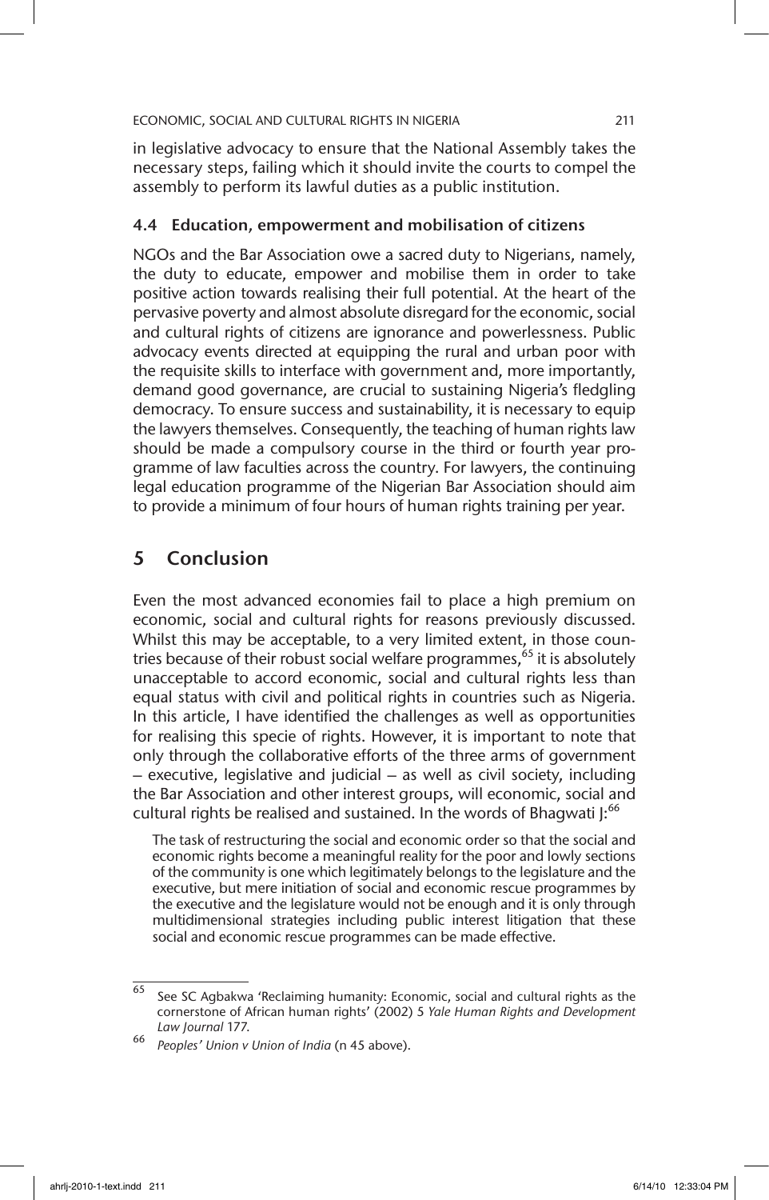in legislative advocacy to ensure that the National Assembly takes the necessary steps, failing which it should invite the courts to compel the assembly to perform its lawful duties as a public institution.

### 4.4 Education, empowerment and mobilisation of citizens

NGOs and the Bar Association owe a sacred duty to Nigerians, namely, the duty to educate, empower and mobilise them in order to take positive action towards realising their full potential. At the heart of the pervasive poverty and almost absolute disregard for the economic, social and cultural rights of citizens are ignorance and powerlessness. Public advocacy events directed at equipping the rural and urban poor with the requisite skills to interface with government and, more importantly, demand good governance, are crucial to sustaining Nigeria's fledgling democracy. To ensure success and sustainability, it is necessary to equip the lawyers themselves. Consequently, the teaching of human rights law should be made a compulsory course in the third or fourth year programme of law faculties across the country. For lawyers, the continuing legal education programme of the Nigerian Bar Association should aim to provide a minimum of four hours of human rights training per year.

## 5 Conclusion

Even the most advanced economies fail to place a high premium on economic, social and cultural rights for reasons previously discussed. Whilst this may be acceptable, to a very limited extent, in those countries because of their robust social welfare programmes,[65] it is absolutely unacceptable to accord economic, social and cultural rights less than equal status with civil and political rights in countries such as Nigeria. In this article, I have identified the challenges as well as opportunities for realising this specie of rights. However, it is important to note that only through the collaborative efforts of the three arms of government – executive, legislative and judicial – as well as civil society, including the Bar Association and other interest groups, will economic, social and cultural rights be realised and sustained. In the words of Bhagwati J:[66]

> The task of restructuring the social and economic order so that the social and economic rights become a meaningful reality for the poor and lowly sections of the community is one which legitimately belongs to the legislature and the executive, but mere initiation of social and economic rescue programmes by the executive and the legislature would not be enough and it is only through multidimensional strategies including public interest litigation that these social and economic rescue programmes can be made effective.

---

65 See SC Agbakwa 'Reclaiming humanity: Economic, social and cultural rights as the cornerstone of African human rights' (2002) 5 *Yale Human Rights and Development Law Journal* 177.

66 *Peoples' Union v Union of India* (n 45 above).